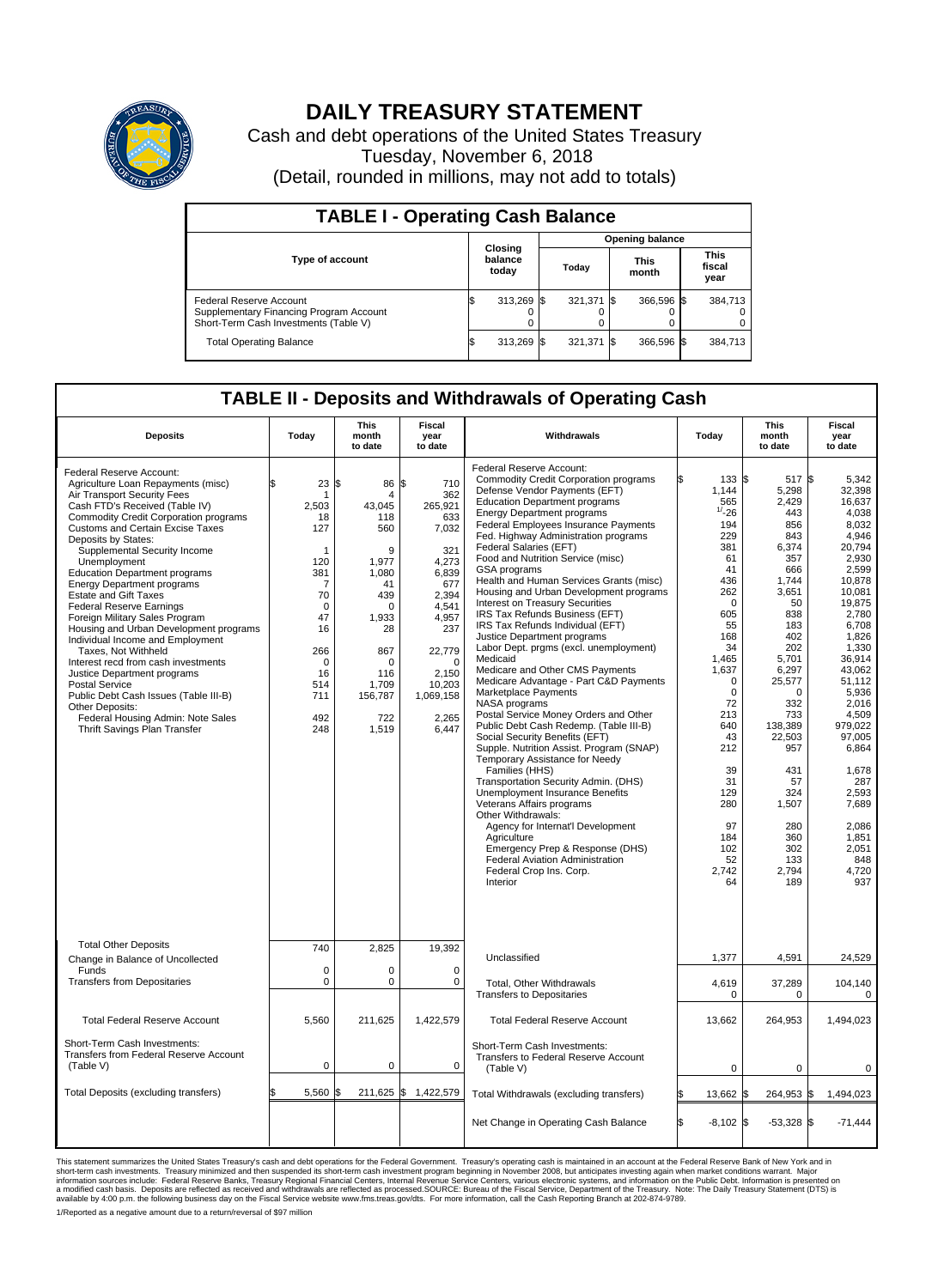# DAILY TREASURY STATEMENT

Cash and debt operations of the United States Treasury

Tuesday, November 6, 2018

(Detail, rounded in millions, may not add to totals)

## TABLE I - Operating Cash Balance

| Type of account | Closing balance today | Opening balance Today | Opening balance This month | Opening balance This fiscal year |
|---|---|---|---|---|
| Federal Reserve Account | $ 313,269 | $ 321,371 | $ 366,596 | $ 384,713 |
| Supplementary Financing Program Account | 0 | 0 | 0 | 0 |
| Short-Term Cash Investments (Table V) | 0 | 0 | 0 | 0 |
| Total Operating Balance | $ 313,269 | $ 321,371 | $ 366,596 | $ 384,713 |

## TABLE II - Deposits and Withdrawals of Operating Cash

| Deposits | Today | This month to date | Fiscal year to date |
|---|---|---|---|
| Federal Reserve Account: | | | |
| Agriculture Loan Repayments (misc) | $ 23 | $ 86 | $ 710 |
| Air Transport Security Fees | 1 | 4 | 362 |
| Cash FTD's Received (Table IV) | 2,503 | 43,045 | 265,921 |
| Commodity Credit Corporation programs | 18 | 118 | 633 |
| Customs and Certain Excise Taxes | 127 | 560 | 7,032 |
| Deposits by States: | | | |
| Supplemental Security Income | 1 | 9 | 321 |
| Unemployment | 120 | 1,977 | 4,273 |
| Education Department programs | 381 | 1,080 | 6,839 |
| Energy Department programs | 7 | 41 | 677 |
| Estate and Gift Taxes | 70 | 439 | 2,394 |
| Federal Reserve Earnings | 0 | 0 | 4,541 |
| Foreign Military Sales Program | 47 | 1,933 | 4,957 |
| Housing and Urban Development programs | 16 | 28 | 237 |
| Individual Income and Employment Taxes, Not Withheld | 266 | 867 | 22,779 |
| Interest recd from cash investments | 0 | 0 | 0 |
| Justice Department programs | 16 | 116 | 2,150 |
| Postal Service | 514 | 1,709 | 10,203 |
| Public Debt Cash Issues (Table III-B) | 711 | 156,787 | 1,069,158 |
| Other Deposits: | | | |
| Federal Housing Admin: Note Sales | 492 | 722 | 2,265 |
| Thrift Savings Plan Transfer | 248 | 1,519 | 6,447 |
| Total Other Deposits | 740 | 2,825 | 19,392 |
| Change in Balance of Uncollected Funds | 0 | 0 | 0 |
| Transfers from Depositaries | 0 | 0 | 0 |
| Total Federal Reserve Account | 5,560 | 211,625 | 1,422,579 |
| Short-Term Cash Investments: Transfers from Federal Reserve Account (Table V) | 0 | 0 | 0 |
| Total Deposits (excluding transfers) | $ 5,560 | $ 211,625 | $ 1,422,579 |

| Withdrawals | Today | This month to date | Fiscal year to date |
|---|---|---|---|
| Federal Reserve Account: | | | |
| Commodity Credit Corporation programs | $ 133 | $ 517 | $ 5,342 |
| Defense Vendor Payments (EFT) | 1,144 | 5,298 | 32,398 |
| Education Department programs | 565 | 2,429 | 16,637 |
| Energy Department programs | [1/] -26 | 443 | 4,038 |
| Federal Employees Insurance Payments | 194 | 856 | 8,032 |
| Fed. Highway Administration programs | 229 | 843 | 4,946 |
| Federal Salaries (EFT) | 381 | 6,374 | 20,794 |
| Food and Nutrition Service (misc) | 61 | 357 | 2,930 |
| GSA programs | 41 | 666 | 2,599 |
| Health and Human Services Grants (misc) | 436 | 1,744 | 10,878 |
| Housing and Urban Development programs | 262 | 3,651 | 10,081 |
| Interest on Treasury Securities | 0 | 50 | 19,875 |
| IRS Tax Refunds Business (EFT) | 605 | 838 | 2,780 |
| IRS Tax Refunds Individual (EFT) | 55 | 183 | 6,708 |
| Justice Department programs | 168 | 402 | 1,826 |
| Labor Dept. prgms (excl. unemployment) | 34 | 202 | 1,330 |
| Medicaid | 1,465 | 5,701 | 36,914 |
| Medicare and Other CMS Payments | 1,637 | 6,297 | 43,062 |
| Medicare Advantage - Part C&D Payments | 0 | 25,577 | 51,112 |
| Marketplace Payments | 0 | 0 | 5,936 |
| NASA programs | 72 | 332 | 2,016 |
| Postal Service Money Orders and Other | 213 | 733 | 4,509 |
| Public Debt Cash Redemp. (Table III-B) | 640 | 138,389 | 979,022 |
| Social Security Benefits (EFT) | 43 | 22,503 | 97,005 |
| Supple. Nutrition Assist. Program (SNAP) | 212 | 957 | 6,864 |
| Temporary Assistance for Needy Families (HHS) | 39 | 431 | 1,678 |
| Transportation Security Admin. (DHS) | 31 | 57 | 287 |
| Unemployment Insurance Benefits | 129 | 324 | 2,593 |
| Veterans Affairs programs | 280 | 1,507 | 7,689 |
| Other Withdrawals: | | | |
| Agency for Internat'l Development | 97 | 280 | 2,086 |
| Agriculture | 184 | 360 | 1,851 |
| Emergency Prep & Response (DHS) | 102 | 302 | 2,051 |
| Federal Aviation Administration | 52 | 133 | 848 |
| Federal Crop Ins. Corp. | 2,742 | 2,794 | 4,720 |
| Interior | 64 | 189 | 937 |
| Unclassified | 1,377 | 4,591 | 24,529 |
| Total, Other Withdrawals | 4,619 | 37,289 | 104,140 |
| Transfers to Depositaries | 0 | 0 | 0 |
| Total Federal Reserve Account | 13,662 | 264,953 | 1,494,023 |
| Short-Term Cash Investments: Transfers to Federal Reserve Account (Table V) | 0 | 0 | 0 |
| Total Withdrawals (excluding transfers) | $ 13,662 | $ 264,953 | $ 1,494,023 |
| Net Change in Operating Cash Balance | $ -8,102 | $ -53,328 | $ -71,444 |

This statement summarizes the United States Treasury's cash and debt operations for the Federal Government. Treasury's operating cash is maintained in an account at the Federal Reserve Bank of New York and in short-term cash investments. Treasury minimized and then suspended its short-term cash investment program beginning in November 2008, but anticipates investing again when market conditions warrant. Major information sources include: Federal Reserve Banks, Treasury Regional Financial Centers, Internal Revenue Service Centers, various electronic systems, and information on the Public Debt. Information is presented on a modified cash basis. Deposits are reflected as received and withdrawals are reflected as processed.SOURCE: Bureau of the Fiscal Service, Department of the Treasury. Note: The Daily Treasury Statement (DTS) is available by 4:00 p.m. the following business day on the Fiscal Service website www.fms.treas.gov/dts. For more information, call the Cash Reporting Branch at 202-874-9789.

1/Reported as a negative amount due to a return/reversal of $97 million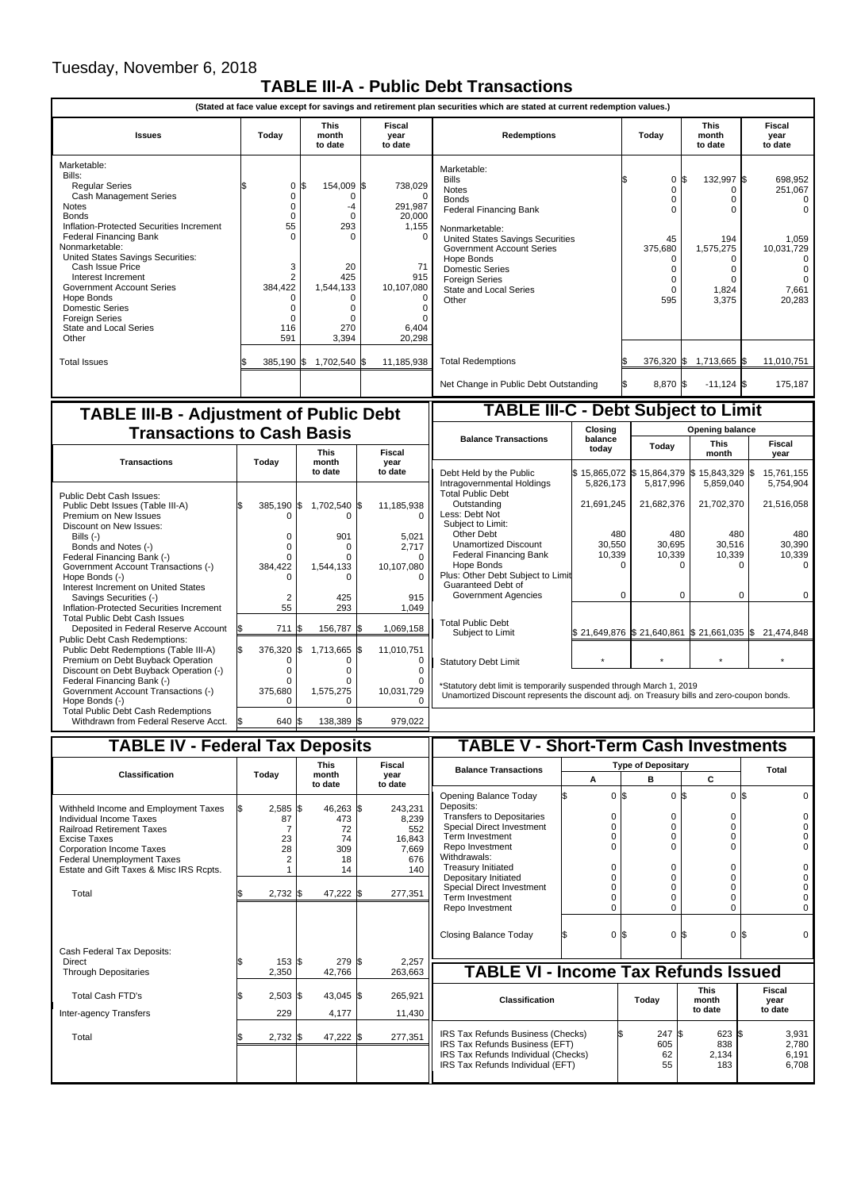Tuesday, November 6, 2018

# TABLE III-A - Public Debt Transactions

(Stated at face value except for savings and retirement plan securities which are stated at current redemption values.)

| Issues | Today | This month to date | Fiscal year to date |
|---|---|---|---|
| Marketable: | | | |
| Bills: | | | |
| Regular Series | $ 0 | $ 154,009 | $ 738,029 |
| Cash Management Series | 0 | 0 | 0 |
| Notes | 0 | -4 | 291,987 |
| Bonds | 0 | 0 | 20,000 |
| Inflation-Protected Securities Increment | 55 | 293 | 1,155 |
| Federal Financing Bank | 0 | 0 | 0 |
| Nonmarketable: | | | |
| United States Savings Securities: | | | |
| Cash Issue Price | 3 | 20 | 71 |
| Interest Increment | 2 | 425 | 915 |
| Government Account Series | 384,422 | 1,544,133 | 10,107,080 |
| Hope Bonds | 0 | 0 | 0 |
| Domestic Series | 0 | 0 | 0 |
| Foreign Series | 0 | 0 | 0 |
| State and Local Series | 116 | 270 | 6,404 |
| Other | 591 | 3,394 | 20,298 |
| Total Issues | $ 385,190 | $ 1,702,540 | $ 11,185,938 |

| Redemptions | Today | This month to date | Fiscal year to date |
|---|---|---|---|
| Marketable: | | | |
| Bills | $ 0 | $ 132,997 | $ 698,952 |
| Notes | 0 | 0 | 251,067 |
| Bonds | 0 | 0 | 0 |
| Federal Financing Bank | 0 | 0 | 0 |
| Nonmarketable: | | | |
| United States Savings Securities | 45 | 194 | 1,059 |
| Government Account Series | 375,680 | 1,575,275 | 10,031,729 |
| Hope Bonds | 0 | 0 | 0 |
| Domestic Series | 0 | 0 | 0 |
| Foreign Series | 0 | 0 | 0 |
| State and Local Series | 0 | 1,824 | 7,661 |
| Other | 595 | 3,375 | 20,283 |
| Total Redemptions | $ 376,320 | $ 1,713,665 | $ 11,010,751 |
| Net Change in Public Debt Outstanding | $ 8,870 | $ -11,124 | $ 175,187 |

# TABLE III-B - Adjustment of Public Debt Transactions to Cash Basis

| Transactions | Today | This month to date | Fiscal year to date |
|---|---|---|---|
| Public Debt Cash Issues: | | | |
| Public Debt Issues (Table III-A) | $ 385,190 | $ 1,702,540 | $ 11,185,938 |
| Premium on New Issues | 0 | 0 | 0 |
| Discount on New Issues: | | | |
| Bills (-) | 0 | 901 | 5,021 |
| Bonds and Notes (-) | 0 | 0 | 2,717 |
| Federal Financing Bank (-) | 0 | 0 | 0 |
| Government Account Transactions (-) | 384,422 | 1,544,133 | 10,107,080 |
| Hope Bonds (-) | 0 | 0 | 0 |
| Interest Increment on United States Savings Securities (-) | 2 | 425 | 915 |
| Inflation-Protected Securities Increment | 55 | 293 | 1,049 |
| Total Public Debt Cash Issues Deposited in Federal Reserve Account | $ 711 | $ 156,787 | $ 1,069,158 |
| Public Debt Cash Redemptions: | | | |
| Public Debt Redemptions (Table III-A) | $ 376,320 | $ 1,713,665 | $ 11,010,751 |
| Premium on Debt Buyback Operation | 0 | 0 | 0 |
| Discount on Debt Buyback Operation (-) | 0 | 0 | 0 |
| Federal Financing Bank (-) | 0 | 0 | 0 |
| Government Account Transactions (-) | 375,680 | 1,575,275 | 10,031,729 |
| Hope Bonds (-) | 0 | 0 | 0 |
| Total Public Debt Cash Redemptions Withdrawn from Federal Reserve Acct. | $ 640 | $ 138,389 | $ 979,022 |

# TABLE III-C - Debt Subject to Limit

| Balance Transactions | Closing balance today | Opening balance Today | Opening balance This month | Opening balance Fiscal year |
|---|---|---|---|---|
| Debt Held by the Public | $ 15,865,072 | $ 15,864,379 | $ 15,843,329 | $ 15,761,155 |
| Intragovernmental Holdings | 5,826,173 | 5,817,996 | 5,859,040 | 5,754,904 |
| Total Public Debt Outstanding | 21,691,245 | 21,682,376 | 21,702,370 | 21,516,058 |
| Less: Debt Not Subject to Limit: | | | | |
| Other Debt | 480 | 480 | 480 | 480 |
| Unamortized Discount | 30,550 | 30,695 | 30,516 | 30,390 |
| Federal Financing Bank | 10,339 | 10,339 | 10,339 | 10,339 |
| Hope Bonds | 0 | 0 | 0 | 0 |
| Plus: Other Debt Subject to Limit Guaranteed Debt of Government Agencies | 0 | 0 | 0 | 0 |
| Total Public Debt Subject to Limit | $ 21,649,876 | $ 21,640,861 | $ 21,661,035 | $ 21,474,848 |
| Statutory Debt Limit | * | * | * | * |

*Statutory debt limit is temporarily suspended through March 1, 2019
Unamortized Discount represents the discount adj. on Treasury bills and zero-coupon bonds.

# TABLE IV - Federal Tax Deposits

| Classification | Today | This month to date | Fiscal year to date |
|---|---|---|---|
| Withheld Income and Employment Taxes | $ 2,585 | $ 46,263 | $ 243,231 |
| Individual Income Taxes | 87 | 473 | 8,239 |
| Railroad Retirement Taxes | 7 | 72 | 552 |
| Excise Taxes | 23 | 74 | 16,843 |
| Corporation Income Taxes | 28 | 309 | 7,669 |
| Federal Unemployment Taxes | 2 | 18 | 676 |
| Estate and Gift Taxes & Misc IRS Rcpts. | 1 | 14 | 140 |
| Total | $ 2,732 | $ 47,222 | $ 277,351 |
| Cash Federal Tax Deposits: | | | |
| Direct | $ 153 | $ 279 | $ 2,257 |
| Through Depositaries | 2,350 | 42,766 | 263,663 |
| Total Cash FTD's | $ 2,503 | $ 43,045 | $ 265,921 |
| Inter-agency Transfers | 229 | 4,177 | 11,430 |
| Total | $ 2,732 | $ 47,222 | $ 277,351 |

# TABLE V - Short-Term Cash Investments

| Balance Transactions | Type of Depositary A | Type of Depositary B | Type of Depositary C | Total |
|---|---|---|---|---|
| Opening Balance Today | $ 0 | $ 0 | $ 0 | $ 0 |
| Deposits: | | | | |
| Transfers to Depositaries | 0 | 0 | 0 | 0 |
| Special Direct Investment | 0 | 0 | 0 | 0 |
| Term Investment | 0 | 0 | 0 | 0 |
| Repo Investment | 0 | 0 | 0 | 0 |
| Withdrawals: | | | | |
| Treasury Initiated | 0 | 0 | 0 | 0 |
| Depositary Initiated | 0 | 0 | 0 | 0 |
| Special Direct Investment | 0 | 0 | 0 | 0 |
| Term Investment | 0 | 0 | 0 | 0 |
| Repo Investment | 0 | 0 | 0 | 0 |
| Closing Balance Today | $ 0 | $ 0 | $ 0 | $ 0 |

# TABLE VI - Income Tax Refunds Issued

| Classification | Today | This month to date | Fiscal year to date |
|---|---|---|---|
| IRS Tax Refunds Business (Checks) | $ 247 | $ 623 | $ 3,931 |
| IRS Tax Refunds Business (EFT) | 605 | 838 | 2,780 |
| IRS Tax Refunds Individual (Checks) | 62 | 2,134 | 6,191 |
| IRS Tax Refunds Individual (EFT) | 55 | 183 | 6,708 |